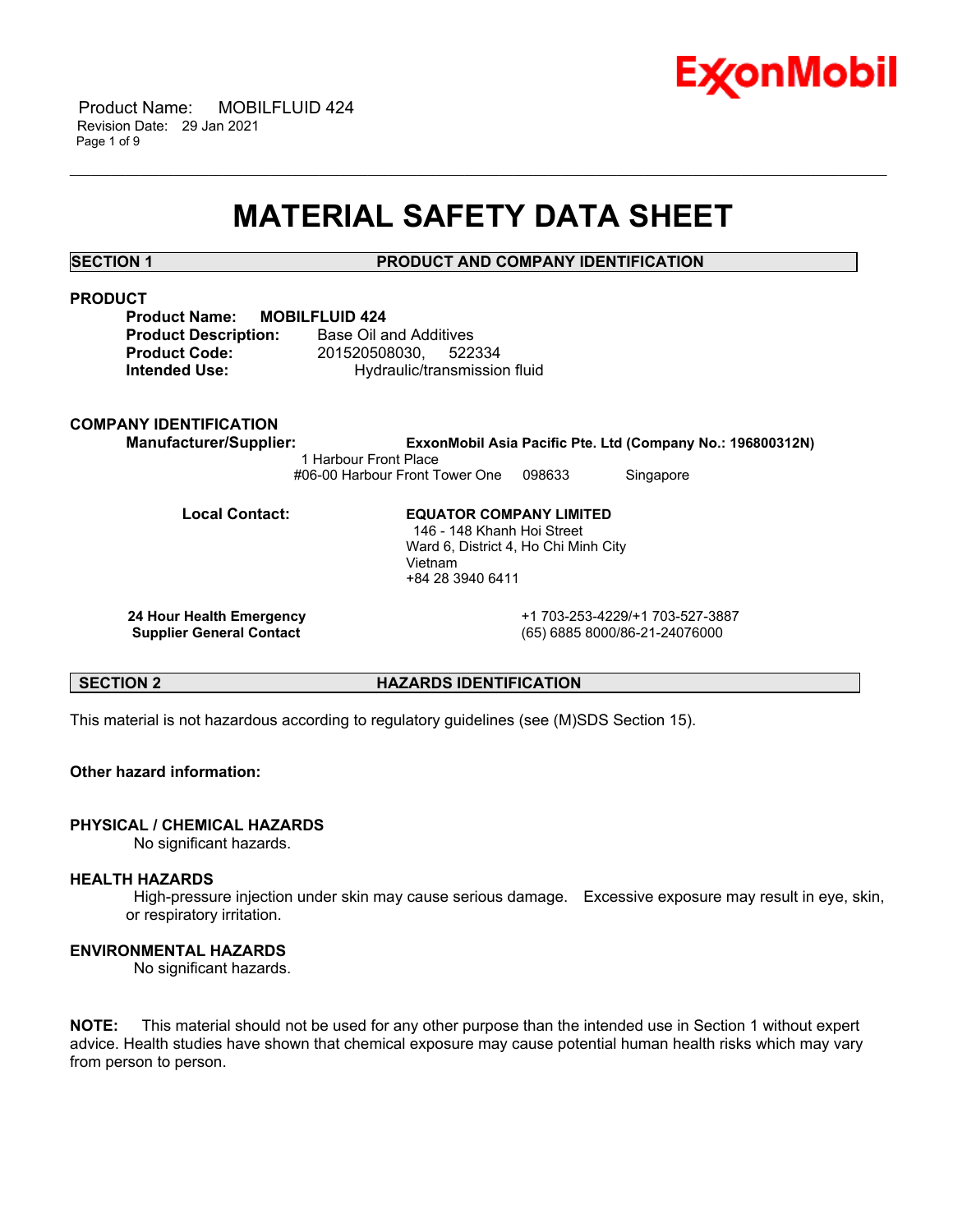# MATERIAL SAFETY DATA SHEET

## SECTION 1 PRODUCT AND COMPANY IDENTIFICATION

**PRODUCT**

**Product Name:** **MOBILFLUID 424**
**Product Description:** Base Oil and Additives
**Product Code:** 201520508030, 522334
**Intended Use:** Hydraulic/transmission fluid

**COMPANY IDENTIFICATION**

**Manufacturer/Supplier:** **ExxonMobil Asia Pacific Pte. Ltd (Company No.: 196800312N)**
1 Harbour Front Place
#06-00 Harbour Front Tower One 098633 Singapore

**Local Contact:** **EQUATOR COMPANY LIMITED**
146 - 148 Khanh Hoi Street
Ward 6, District 4, Ho Chi Minh City
Vietnam
+84 28 3940 6411

**24 Hour Health Emergency** +1 703-253-4229/+1 703-527-3887
**Supplier General Contact** (65) 6885 8000/86-21-24076000

## SECTION 2 HAZARDS IDENTIFICATION

This material is not hazardous according to regulatory guidelines (see (M)SDS Section 15).

**Other hazard information:**

**PHYSICAL / CHEMICAL HAZARDS**
No significant hazards.

**HEALTH HAZARDS**
High-pressure injection under skin may cause serious damage. Excessive exposure may result in eye, skin, or respiratory irritation.

**ENVIRONMENTAL HAZARDS**
No significant hazards.

**NOTE:** This material should not be used for any other purpose than the intended use in Section 1 without expert advice. Health studies have shown that chemical exposure may cause potential human health risks which may vary from person to person.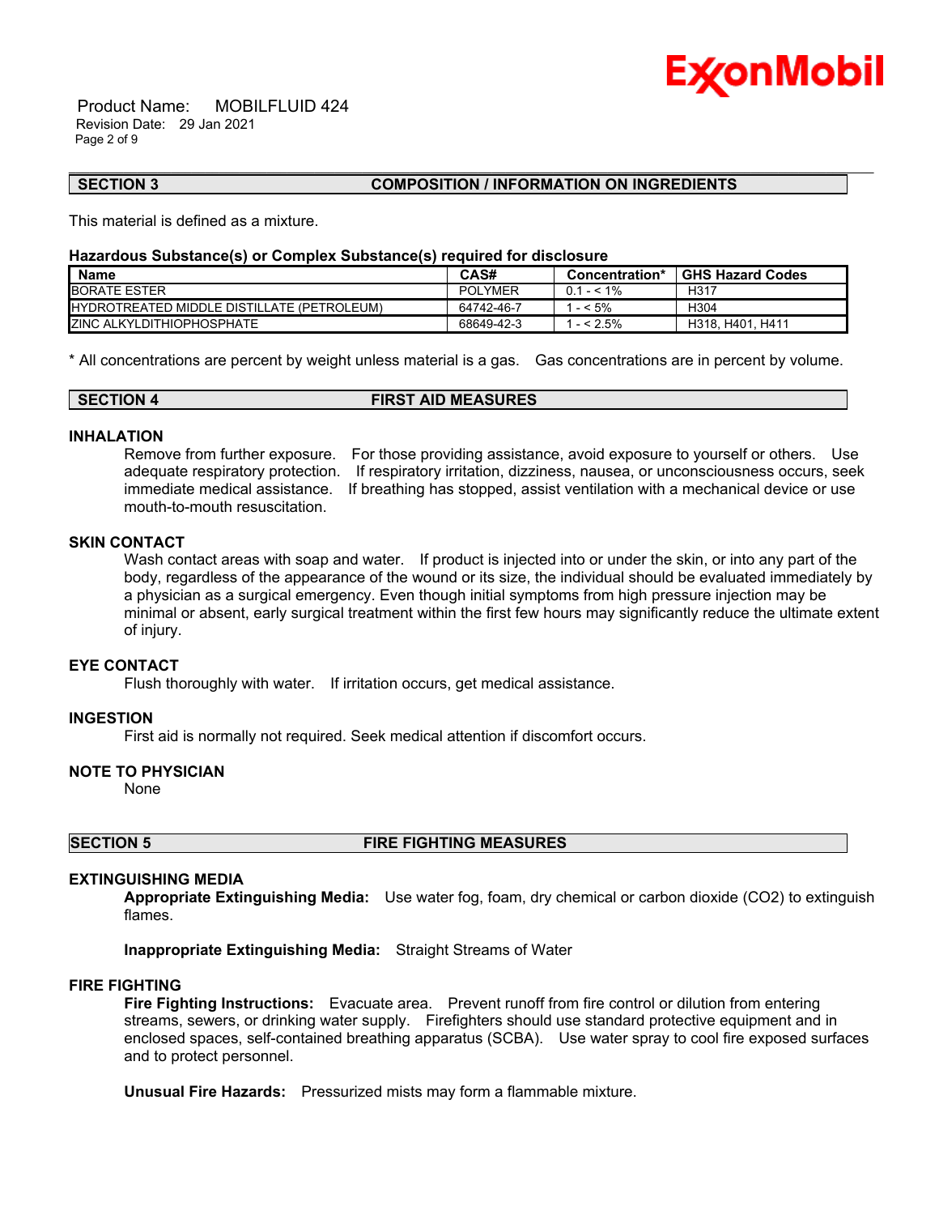## SECTION 3 COMPOSITION / INFORMATION ON INGREDIENTS

This material is defined as a mixture.

### Hazardous Substance(s) or Complex Substance(s) required for disclosure

| Name | CAS# | Concentration* | GHS Hazard Codes |
|---|---|---|---|
| BORATE ESTER | POLYMER | 0.1 - < 1% | H317 |
| HYDROTREATED MIDDLE DISTILLATE (PETROLEUM) | 64742-46-7 | 1 - < 5% | H304 |
| ZINC ALKYLDITHIOPHOSPHATE | 68649-42-3 | 1 - < 2.5% | H318, H401, H411 |

* All concentrations are percent by weight unless material is a gas. Gas concentrations are in percent by volume.

## SECTION 4 FIRST AID MEASURES

### INHALATION

Remove from further exposure. For those providing assistance, avoid exposure to yourself or others. Use adequate respiratory protection. If respiratory irritation, dizziness, nausea, or unconsciousness occurs, seek immediate medical assistance. If breathing has stopped, assist ventilation with a mechanical device or use mouth-to-mouth resuscitation.

### SKIN CONTACT

Wash contact areas with soap and water. If product is injected into or under the skin, or into any part of the body, regardless of the appearance of the wound or its size, the individual should be evaluated immediately by a physician as a surgical emergency. Even though initial symptoms from high pressure injection may be minimal or absent, early surgical treatment within the first few hours may significantly reduce the ultimate extent of injury.

### EYE CONTACT

Flush thoroughly with water. If irritation occurs, get medical assistance.

### INGESTION

First aid is normally not required. Seek medical attention if discomfort occurs.

### NOTE TO PHYSICIAN

None

## SECTION 5 FIRE FIGHTING MEASURES

### EXTINGUISHING MEDIA

**Appropriate Extinguishing Media:** Use water fog, foam, dry chemical or carbon dioxide ($CO_2$) to extinguish flames.

**Inappropriate Extinguishing Media:** Straight Streams of Water

### FIRE FIGHTING

**Fire Fighting Instructions:** Evacuate area. Prevent runoff from fire control or dilution from entering streams, sewers, or drinking water supply. Firefighters should use standard protective equipment and in enclosed spaces, self-contained breathing apparatus (SCBA). Use water spray to cool fire exposed surfaces and to protect personnel.

**Unusual Fire Hazards:** Pressurized mists may form a flammable mixture.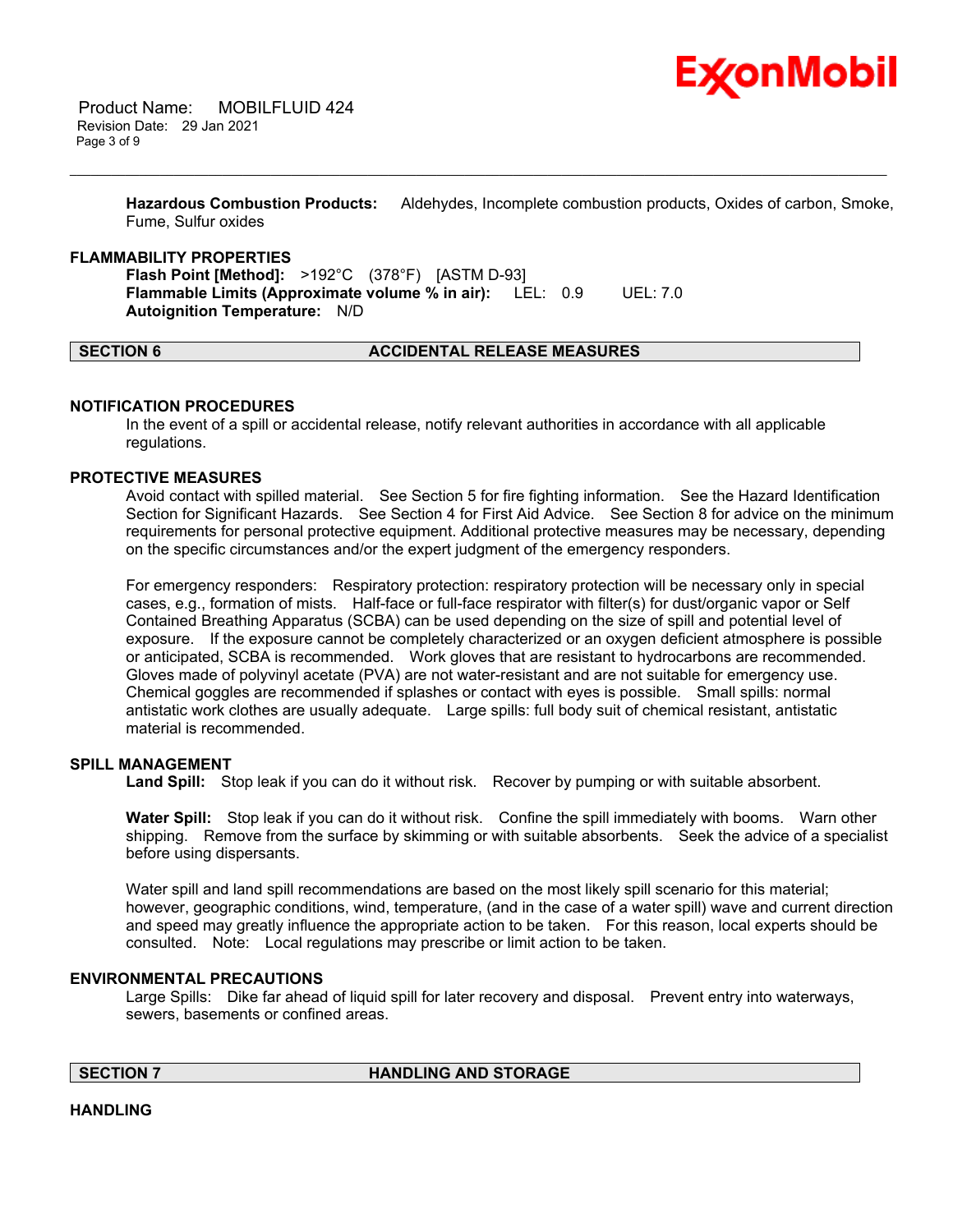**Hazardous Combustion Products:** Aldehydes, Incomplete combustion products, Oxides of carbon, Smoke, Fume, Sulfur oxides

### FLAMMABILITY PROPERTIES

**Flash Point [Method]:** >192°C (378°F) [ASTM D-93]
**Flammable Limits (Approximate volume % in air):** LEL: 0.9 UEL: 7.0
**Autoignition Temperature:** N/D

## SECTION 6 ACCIDENTAL RELEASE MEASURES

### NOTIFICATION PROCEDURES

In the event of a spill or accidental release, notify relevant authorities in accordance with all applicable regulations.

### PROTECTIVE MEASURES

Avoid contact with spilled material. See Section 5 for fire fighting information. See the Hazard Identification Section for Significant Hazards. See Section 4 for First Aid Advice. See Section 8 for advice on the minimum requirements for personal protective equipment. Additional protective measures may be necessary, depending on the specific circumstances and/or the expert judgment of the emergency responders.

For emergency responders: Respiratory protection: respiratory protection will be necessary only in special cases, e.g., formation of mists. Half-face or full-face respirator with filter(s) for dust/organic vapor or Self Contained Breathing Apparatus (SCBA) can be used depending on the size of spill and potential level of exposure. If the exposure cannot be completely characterized or an oxygen deficient atmosphere is possible or anticipated, SCBA is recommended. Work gloves that are resistant to hydrocarbons are recommended. Gloves made of polyvinyl acetate (PVA) are not water-resistant and are not suitable for emergency use. Chemical goggles are recommended if splashes or contact with eyes is possible. Small spills: normal antistatic work clothes are usually adequate. Large spills: full body suit of chemical resistant, antistatic material is recommended.

### SPILL MANAGEMENT

**Land Spill:** Stop leak if you can do it without risk. Recover by pumping or with suitable absorbent.

**Water Spill:** Stop leak if you can do it without risk. Confine the spill immediately with booms. Warn other shipping. Remove from the surface by skimming or with suitable absorbents. Seek the advice of a specialist before using dispersants.

Water spill and land spill recommendations are based on the most likely spill scenario for this material; however, geographic conditions, wind, temperature, (and in the case of a water spill) wave and current direction and speed may greatly influence the appropriate action to be taken. For this reason, local experts should be consulted. Note: Local regulations may prescribe or limit action to be taken.

### ENVIRONMENTAL PRECAUTIONS

Large Spills: Dike far ahead of liquid spill for later recovery and disposal. Prevent entry into waterways, sewers, basements or confined areas.

## SECTION 7 HANDLING AND STORAGE

### HANDLING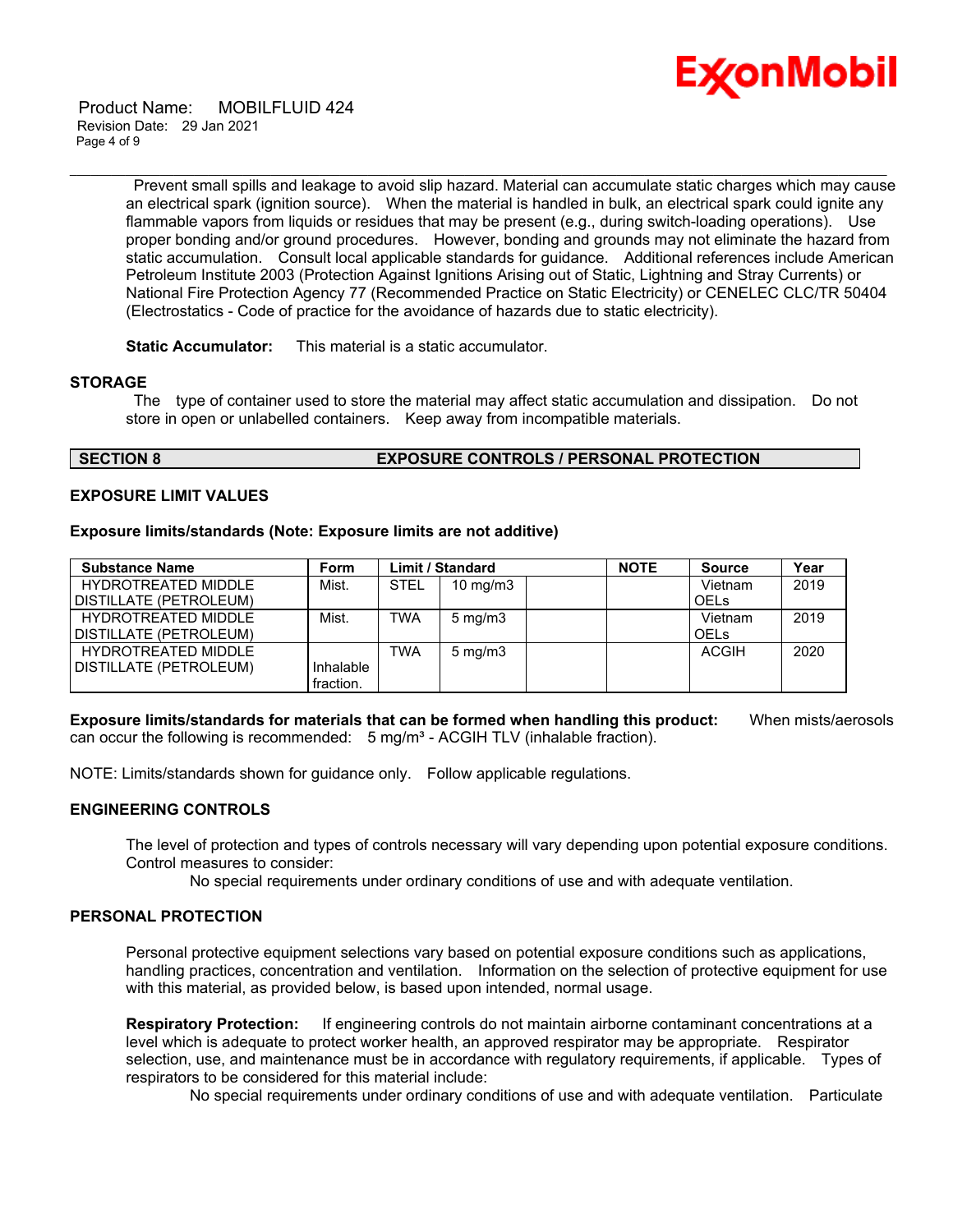Prevent small spills and leakage to avoid slip hazard. Material can accumulate static charges which may cause an electrical spark (ignition source). When the material is handled in bulk, an electrical spark could ignite any flammable vapors from liquids or residues that may be present (e.g., during switch-loading operations). Use proper bonding and/or ground procedures. However, bonding and grounds may not eliminate the hazard from static accumulation. Consult local applicable standards for guidance. Additional references include American Petroleum Institute 2003 (Protection Against Ignitions Arising out of Static, Lightning and Stray Currents) or National Fire Protection Agency 77 (Recommended Practice on Static Electricity) or CENELEC CLC/TR 50404 (Electrostatics - Code of practice for the avoidance of hazards due to static electricity).

**Static Accumulator:** This material is a static accumulator.

### STORAGE

The type of container used to store the material may affect static accumulation and dissipation. Do not store in open or unlabelled containers. Keep away from incompatible materials.

## SECTION 8 EXPOSURE CONTROLS / PERSONAL PROTECTION

### EXPOSURE LIMIT VALUES

**Exposure limits/standards (Note: Exposure limits are not additive)**

| Substance Name | Form | Limit / Standard | | | NOTE | Source | Year |
|---|---|---|---|---|---|---|---|
| HYDROTREATED MIDDLE DISTILLATE (PETROLEUM) | Mist. | STEL | 10 mg/m3 | | | Vietnam OELs | 2019 |
| HYDROTREATED MIDDLE DISTILLATE (PETROLEUM) | Mist. | TWA | 5 mg/m3 | | | Vietnam OELs | 2019 |
| HYDROTREATED MIDDLE DISTILLATE (PETROLEUM) | Inhalable fraction. | TWA | 5 mg/m3 | | | ACGIH | 2020 |

**Exposure limits/standards for materials that can be formed when handling this product:** When mists/aerosols can occur the following is recommended: 5 mg/m³ - ACGIH TLV (inhalable fraction).

NOTE: Limits/standards shown for guidance only. Follow applicable regulations.

### ENGINEERING CONTROLS

The level of protection and types of controls necessary will vary depending upon potential exposure conditions. Control measures to consider:

No special requirements under ordinary conditions of use and with adequate ventilation.

### PERSONAL PROTECTION

Personal protective equipment selections vary based on potential exposure conditions such as applications, handling practices, concentration and ventilation. Information on the selection of protective equipment for use with this material, as provided below, is based upon intended, normal usage.

**Respiratory Protection:** If engineering controls do not maintain airborne contaminant concentrations at a level which is adequate to protect worker health, an approved respirator may be appropriate. Respirator selection, use, and maintenance must be in accordance with regulatory requirements, if applicable. Types of respirators to be considered for this material include:

No special requirements under ordinary conditions of use and with adequate ventilation. Particulate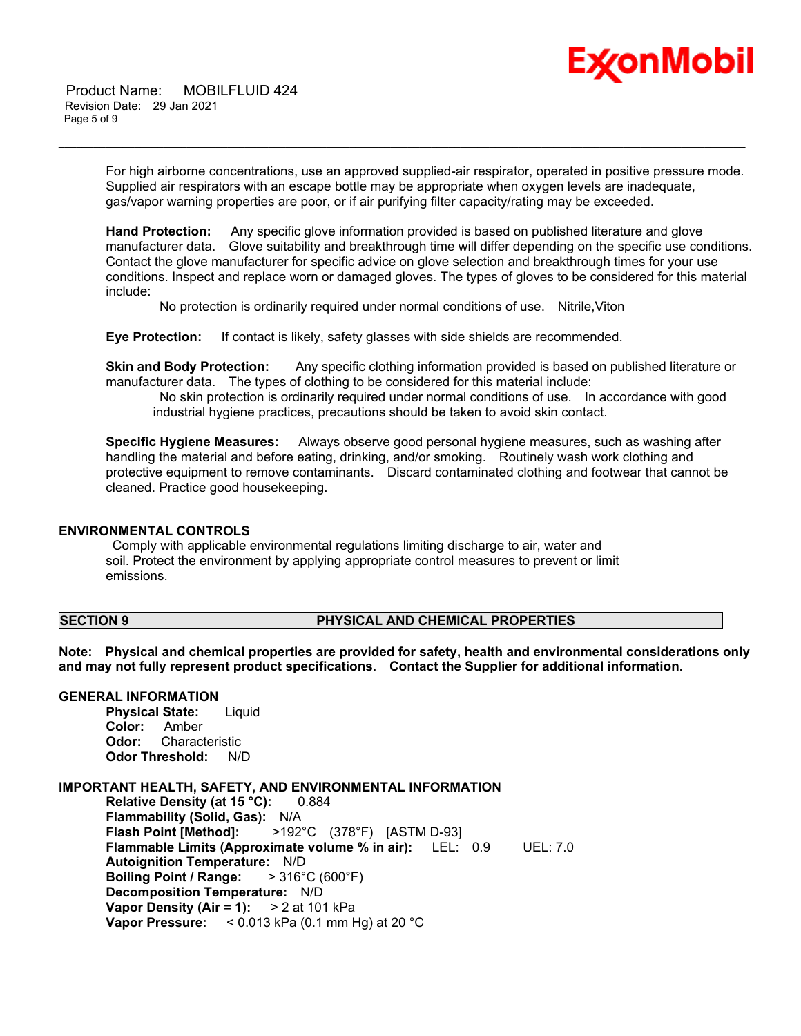For high airborne concentrations, use an approved supplied-air respirator, operated in positive pressure mode. Supplied air respirators with an escape bottle may be appropriate when oxygen levels are inadequate, gas/vapor warning properties are poor, or if air purifying filter capacity/rating may be exceeded.

**Hand Protection:** Any specific glove information provided is based on published literature and glove manufacturer data. Glove suitability and breakthrough time will differ depending on the specific use conditions. Contact the glove manufacturer for specific advice on glove selection and breakthrough times for your use conditions. Inspect and replace worn or damaged gloves. The types of gloves to be considered for this material include:

No protection is ordinarily required under normal conditions of use. Nitrile,Viton

**Eye Protection:** If contact is likely, safety glasses with side shields are recommended.

**Skin and Body Protection:** Any specific clothing information provided is based on published literature or manufacturer data. The types of clothing to be considered for this material include:

No skin protection is ordinarily required under normal conditions of use. In accordance with good industrial hygiene practices, precautions should be taken to avoid skin contact.

**Specific Hygiene Measures:** Always observe good personal hygiene measures, such as washing after handling the material and before eating, drinking, and/or smoking. Routinely wash work clothing and protective equipment to remove contaminants. Discard contaminated clothing and footwear that cannot be cleaned. Practice good housekeeping.

## ENVIRONMENTAL CONTROLS

Comply with applicable environmental regulations limiting discharge to air, water and soil. Protect the environment by applying appropriate control measures to prevent or limit emissions.

## SECTION 9 PHYSICAL AND CHEMICAL PROPERTIES

**Note: Physical and chemical properties are provided for safety, health and environmental considerations only and may not fully represent product specifications. Contact the Supplier for additional information.**

### GENERAL INFORMATION

**Physical State:** Liquid
**Color:** Amber
**Odor:** Characteristic
**Odor Threshold:** N/D

### IMPORTANT HEALTH, SAFETY, AND ENVIRONMENTAL INFORMATION

**Relative Density (at 15 °C):** 0.884
**Flammability (Solid, Gas):** N/A
**Flash Point [Method]:** >192°C (378°F) [ASTM D-93]
**Flammable Limits (Approximate volume % in air):** LEL: 0.9 UEL: 7.0
**Autoignition Temperature:** N/D
**Boiling Point / Range:** > 316°C (600°F)
**Decomposition Temperature:** N/D
**Vapor Density (Air = 1):** > 2 at 101 kPa
**Vapor Pressure:** < 0.013 kPa (0.1 mm Hg) at 20 °C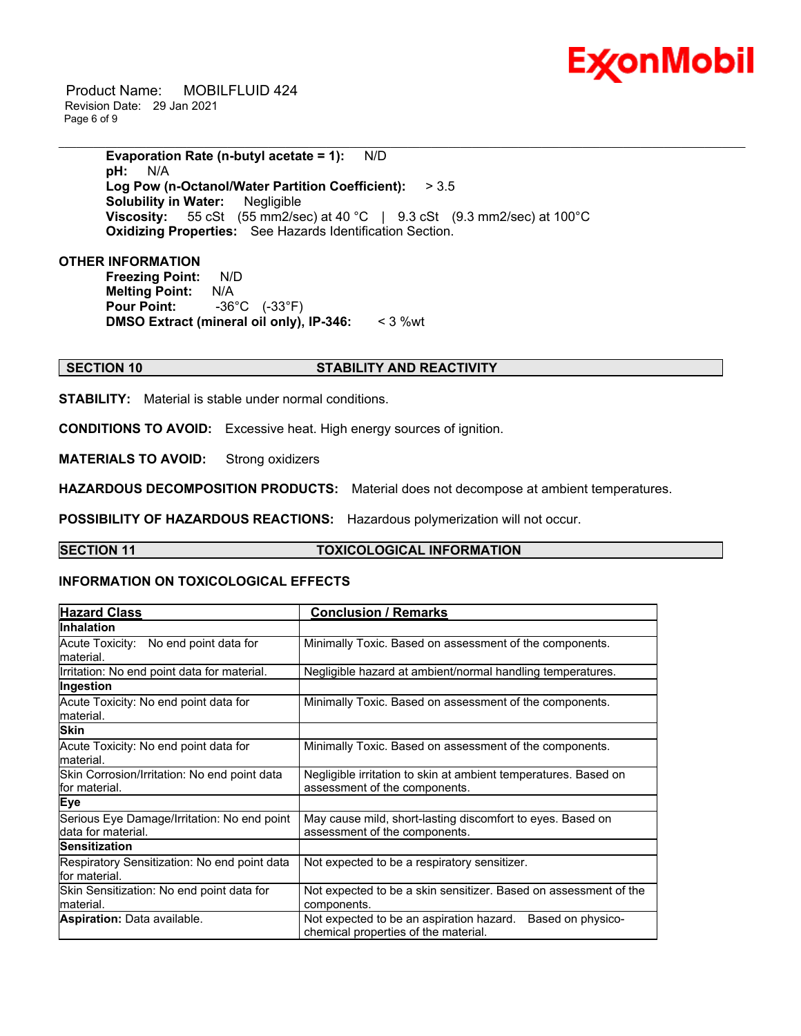**Evaporation Rate (n-butyl acetate = 1):** N/D
**pH:** N/A
**Log Pow (n-Octanol/Water Partition Coefficient):** > 3.5
**Solubility in Water:** Negligible
**Viscosity:** 55 cSt (55 mm2/sec) at 40 °C | 9.3 cSt (9.3 mm2/sec) at 100°C
**Oxidizing Properties:** See Hazards Identification Section.

**OTHER INFORMATION**

**Freezing Point:** N/D
**Melting Point:** N/A
**Pour Point:** -36°C (-33°F)
**DMSO Extract (mineral oil only), IP-346:** < 3 %wt

## SECTION 10 STABILITY AND REACTIVITY

**STABILITY:** Material is stable under normal conditions.

**CONDITIONS TO AVOID:** Excessive heat. High energy sources of ignition.

**MATERIALS TO AVOID:** Strong oxidizers

**HAZARDOUS DECOMPOSITION PRODUCTS:** Material does not decompose at ambient temperatures.

**POSSIBILITY OF HAZARDOUS REACTIONS:** Hazardous polymerization will not occur.

## SECTION 11 TOXICOLOGICAL INFORMATION

### INFORMATION ON TOXICOLOGICAL EFFECTS

| Hazard Class | Conclusion / Remarks |
|---|---|
| **Inhalation** | |
| Acute Toxicity: No end point data for material. | Minimally Toxic. Based on assessment of the components. |
| Irritation: No end point data for material. | Negligible hazard at ambient/normal handling temperatures. |
| **Ingestion** | |
| Acute Toxicity: No end point data for material. | Minimally Toxic. Based on assessment of the components. |
| **Skin** | |
| Acute Toxicity: No end point data for material. | Minimally Toxic. Based on assessment of the components. |
| Skin Corrosion/Irritation: No end point data for material. | Negligible irritation to skin at ambient temperatures. Based on assessment of the components. |
| **Eye** | |
| Serious Eye Damage/Irritation: No end point data for material. | May cause mild, short-lasting discomfort to eyes. Based on assessment of the components. |
| **Sensitization** | |
| Respiratory Sensitization: No end point data for material. | Not expected to be a respiratory sensitizer. |
| Skin Sensitization: No end point data for material. | Not expected to be a skin sensitizer. Based on assessment of the components. |
| **Aspiration:** Data available. | Not expected to be an aspiration hazard. Based on physico-chemical properties of the material. |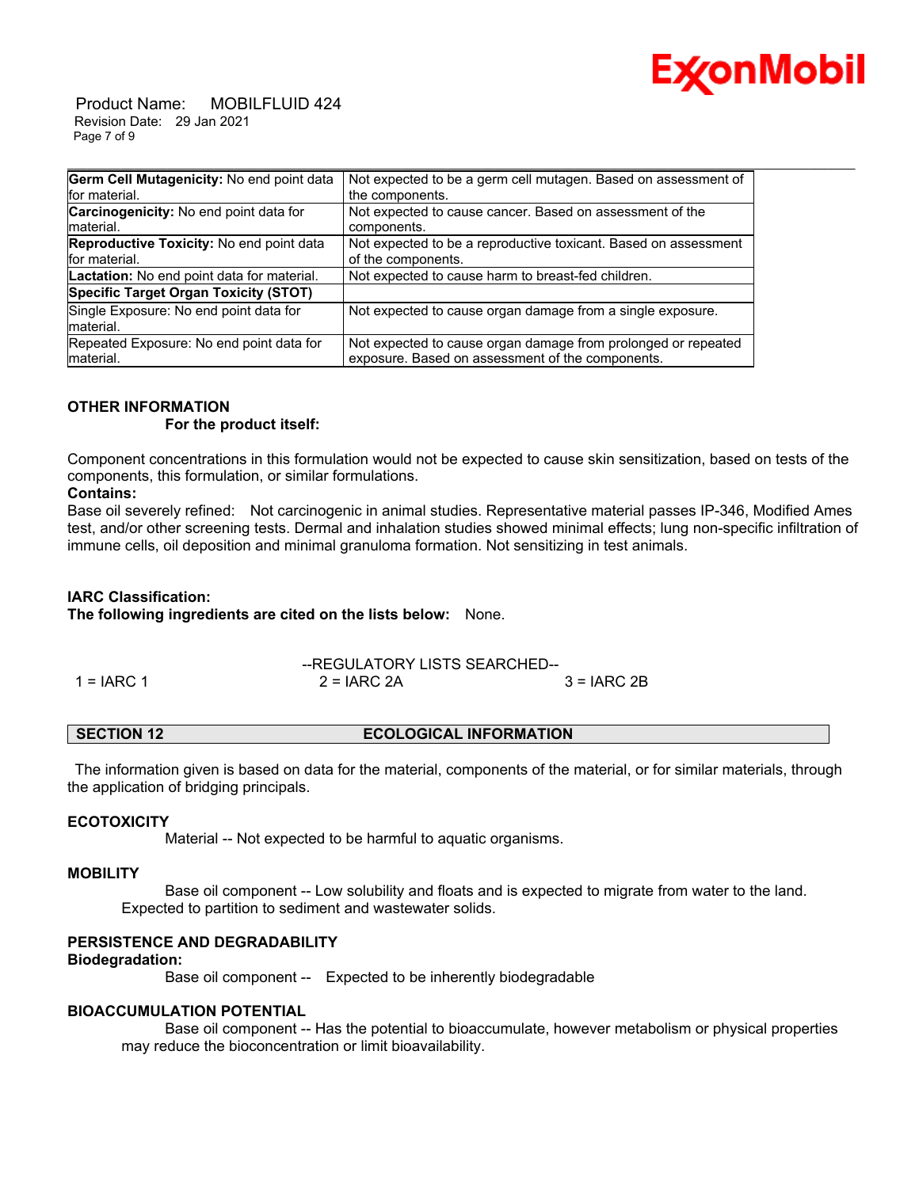| | |
|---|---|
| **Germ Cell Mutagenicity:** No end point data for material. | Not expected to be a germ cell mutagen. Based on assessment of the components. |
| **Carcinogenicity:** No end point data for material. | Not expected to cause cancer. Based on assessment of the components. |
| **Reproductive Toxicity:** No end point data for material. | Not expected to be a reproductive toxicant. Based on assessment of the components. |
| **Lactation:** No end point data for material. | Not expected to cause harm to breast-fed children. |
| **Specific Target Organ Toxicity (STOT)** | |
| Single Exposure: No end point data for material. | Not expected to cause organ damage from a single exposure. |
| Repeated Exposure: No end point data for material. | Not expected to cause organ damage from prolonged or repeated exposure. Based on assessment of the components. |

**OTHER INFORMATION**

**For the product itself:**

Component concentrations in this formulation would not be expected to cause skin sensitization, based on tests of the components, this formulation, or similar formulations.

**Contains:**

Base oil severely refined: Not carcinogenic in animal studies. Representative material passes IP-346, Modified Ames test, and/or other screening tests. Dermal and inhalation studies showed minimal effects; lung non-specific infiltration of immune cells, oil deposition and minimal granuloma formation. Not sensitizing in test animals.

**IARC Classification:**

**The following ingredients are cited on the lists below:** None.

--REGULATORY LISTS SEARCHED--

1 = IARC 1 2 = IARC 2A 3 = IARC 2B

## SECTION 12 ECOLOGICAL INFORMATION

The information given is based on data for the material, components of the material, or for similar materials, through the application of bridging principals.

**ECOTOXICITY**

Material -- Not expected to be harmful to aquatic organisms.

**MOBILITY**

Base oil component -- Low solubility and floats and is expected to migrate from water to the land. Expected to partition to sediment and wastewater solids.

**PERSISTENCE AND DEGRADABILITY**

**Biodegradation:**

Base oil component -- Expected to be inherently biodegradable

**BIOACCUMULATION POTENTIAL**

Base oil component -- Has the potential to bioaccumulate, however metabolism or physical properties may reduce the bioconcentration or limit bioavailability.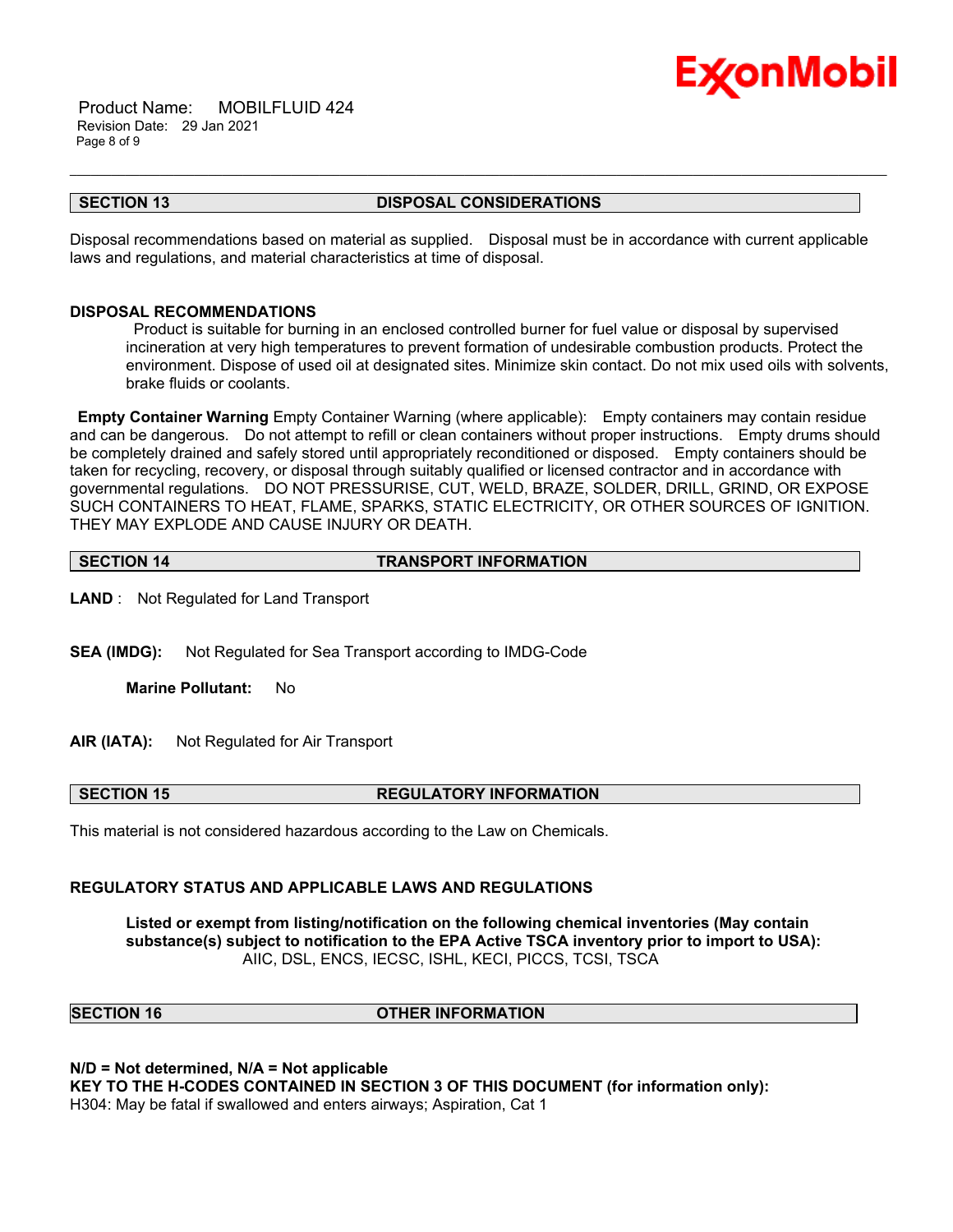## SECTION 13 DISPOSAL CONSIDERATIONS

Disposal recommendations based on material as supplied. Disposal must be in accordance with current applicable laws and regulations, and material characteristics at time of disposal.

**DISPOSAL RECOMMENDATIONS**

Product is suitable for burning in an enclosed controlled burner for fuel value or disposal by supervised incineration at very high temperatures to prevent formation of undesirable combustion products. Protect the environment. Dispose of used oil at designated sites. Minimize skin contact. Do not mix used oils with solvents, brake fluids or coolants.

**Empty Container Warning** Empty Container Warning (where applicable): Empty containers may contain residue and can be dangerous. Do not attempt to refill or clean containers without proper instructions. Empty drums should be completely drained and safely stored until appropriately reconditioned or disposed. Empty containers should be taken for recycling, recovery, or disposal through suitably qualified or licensed contractor and in accordance with governmental regulations. DO NOT PRESSURISE, CUT, WELD, BRAZE, SOLDER, DRILL, GRIND, OR EXPOSE SUCH CONTAINERS TO HEAT, FLAME, SPARKS, STATIC ELECTRICITY, OR OTHER SOURCES OF IGNITION. THEY MAY EXPLODE AND CAUSE INJURY OR DEATH.

## SECTION 14 TRANSPORT INFORMATION

**LAND** : Not Regulated for Land Transport

**SEA (IMDG):** Not Regulated for Sea Transport according to IMDG-Code

**Marine Pollutant:** No

**AIR (IATA):** Not Regulated for Air Transport

## SECTION 15 REGULATORY INFORMATION

This material is not considered hazardous according to the Law on Chemicals.

**REGULATORY STATUS AND APPLICABLE LAWS AND REGULATIONS**

**Listed or exempt from listing/notification on the following chemical inventories (May contain substance(s) subject to notification to the EPA Active TSCA inventory prior to import to USA):**
AIIC, DSL, ENCS, IECSC, ISHL, KECI, PICCS, TCSI, TSCA

## SECTION 16 OTHER INFORMATION

**N/D = Not determined, N/A = Not applicable**
**KEY TO THE H-CODES CONTAINED IN SECTION 3 OF THIS DOCUMENT (for information only):**
H304: May be fatal if swallowed and enters airways; Aspiration, Cat 1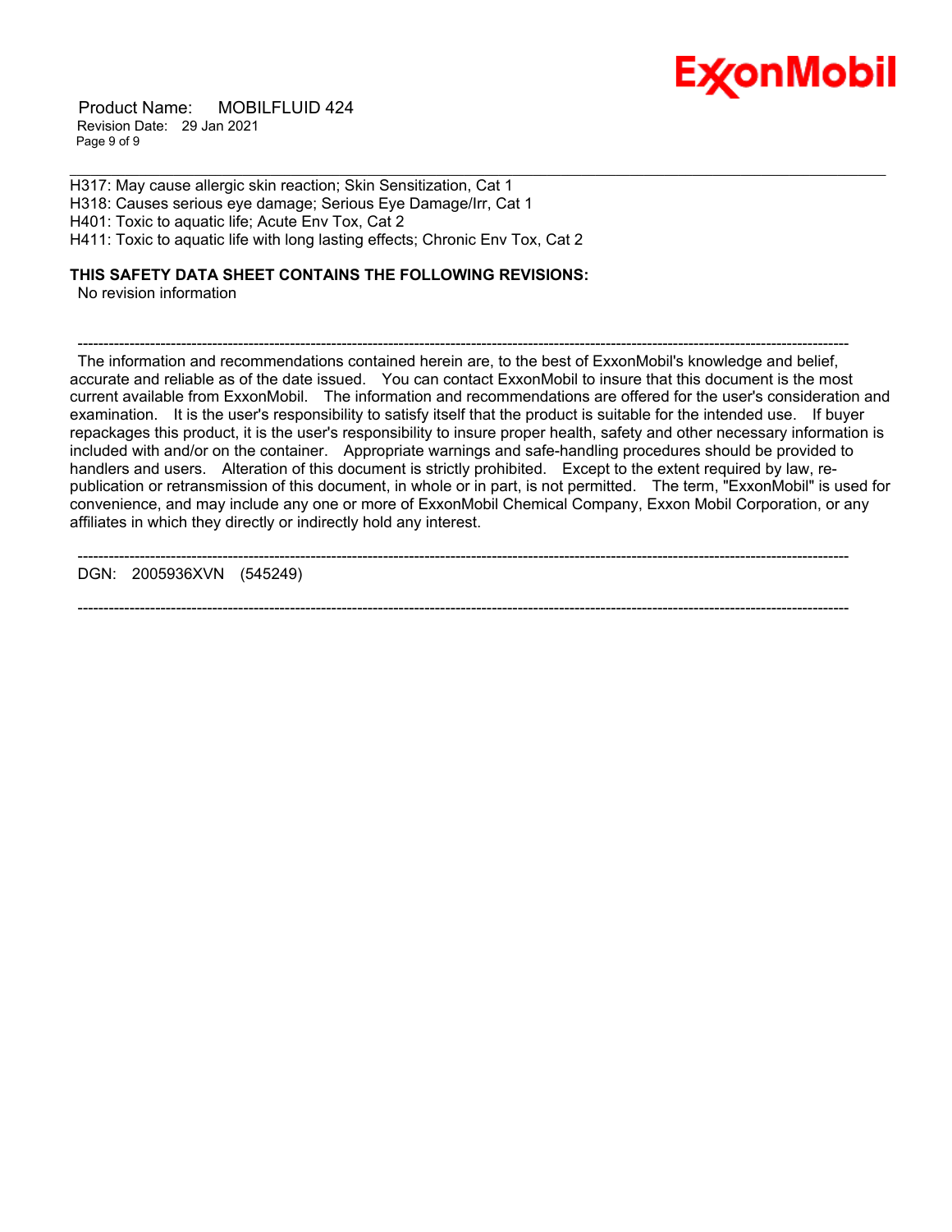H317: May cause allergic skin reaction; Skin Sensitization, Cat 1
H318: Causes serious eye damage; Serious Eye Damage/Irr, Cat 1
H401: Toxic to aquatic life; Acute Env Tox, Cat 2
H411: Toxic to aquatic life with long lasting effects; Chronic Env Tox, Cat 2

**THIS SAFETY DATA SHEET CONTAINS THE FOLLOWING REVISIONS:**

No revision information

-----------------------------------------------------------------------------------------------------------------------------------------------

The information and recommendations contained herein are, to the best of ExxonMobil's knowledge and belief, accurate and reliable as of the date issued. You can contact ExxonMobil to insure that this document is the most current available from ExxonMobil. The information and recommendations are offered for the user's consideration and examination. It is the user's responsibility to satisfy itself that the product is suitable for the intended use. If buyer repackages this product, it is the user's responsibility to insure proper health, safety and other necessary information is included with and/or on the container. Appropriate warnings and safe-handling procedures should be provided to handlers and users. Alteration of this document is strictly prohibited. Except to the extent required by law, re-publication or retransmission of this document, in whole or in part, is not permitted. The term, "ExxonMobil" is used for convenience, and may include any one or more of ExxonMobil Chemical Company, Exxon Mobil Corporation, or any affiliates in which they directly or indirectly hold any interest.

-----------------------------------------------------------------------------------------------------------------------------------------------

DGN: 2005936XVN (545249)

-----------------------------------------------------------------------------------------------------------------------------------------------